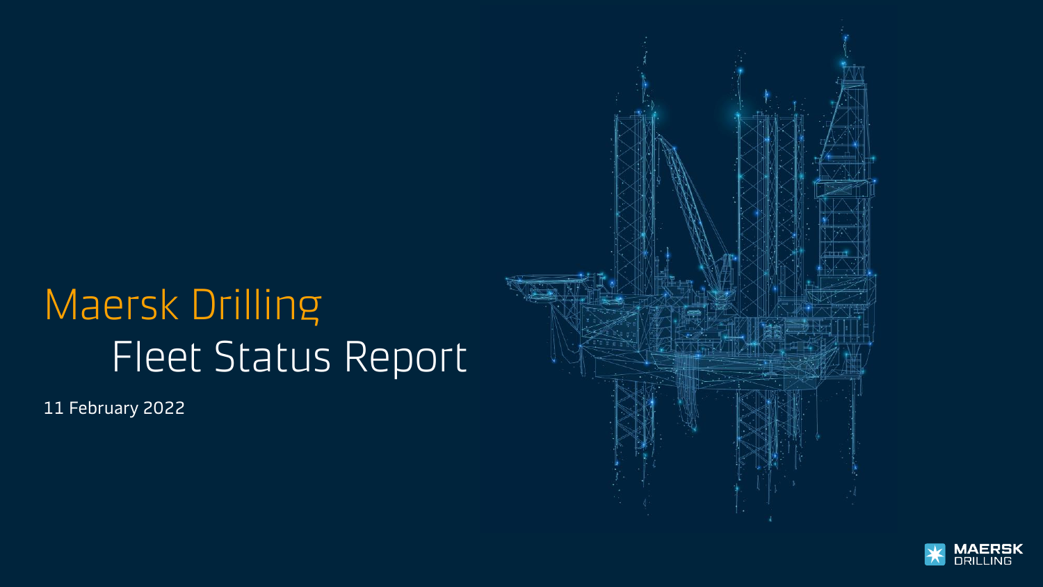# Maersk Drilling

## Fleet Status Report

11 February 2022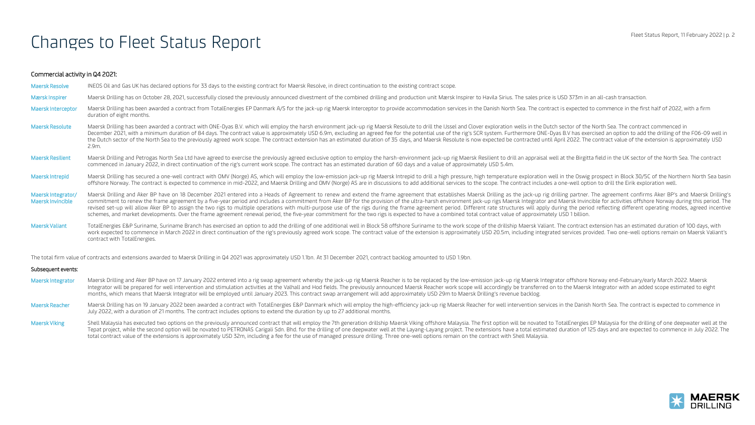# Changes to Fleet Status Report

**Commercial activity in Q4 2021:**

**Maersk Resolve** INEOS Oil and Gas UK has declared options for 33 days to the existing contract for Maersk Resolve, in direct continuation to the existing contract scope.

**Mærsk Inspirer** Maersk Drilling has on October 28, 2021, successfully closed the previously announced divestment of the combined drilling and production unit Mærsk Inspirer to Havila Sirius. The sales price is USD 373m in an all-cash transaction.

**Maersk Interceptor** Maersk Drilling has been awarded a contract from TotalEnergies EP Danmark A/S for the jack-up rig Maersk Interceptor to provide accommodation services in the Danish North Sea. The contract is expected to commence in the first half of 2022, with a firm duration of eight months.

**Maersk Resolute** Maersk Drilling has been awarded a contract with ONE-Dyas B.V. which will employ the harsh environment jack-up rig Maersk Resolute to drill the IJssel and Clover exploration wells in the Dutch sector of the North Sea. The contract commenced in December 2021, with a minimum duration of 84 days. The contract value is approximately USD 6.9m, excluding an agreed fee for the potential use of the rig's SCR system. Furthermore ONE-Dyas B.V has exercised an option to add the drilling of the F06-09 well in the Dutch sector of the North Sea to the previously agreed work scope. The contract extension has an estimated duration of 35 days, and Maersk Resolute is now expected be contracted until April 2022. The contract value of the extension is approximately USD 2.9m.

**Maersk Resilient** Maersk Drilling and Petrogas North Sea Ltd have agreed to exercise the previously agreed exclusive option to employ the harsh-environment jack-up rig Maersk Resilient to drill an appraisal well at the Birgitta field in the UK sector of the North Sea. The contract commenced in January 2022, in direct continuation of the rig's current work scope. The contract has an estimated duration of 60 days and a value of approximately USD 5.4m.

**Maersk Intrepid** Maersk Drilling has secured a one-well contract with OMV (Norge) AS, which will employ the low-emission jack-up rig Maersk Intrepid to drill a high pressure, high temperature exploration well in the Oswig prospect in Block 30/5C of the Northern North Sea basin offshore Norway. The contract is expected to commence in mid-2022, and Maersk Drilling and OMV (Norge) AS are in discussions to add additional services to the scope. The contract includes a one-well option to drill the Eirik exploration well.

**Maersk Integrator/ Maersk Invincible** Maersk Drilling and Aker BP have on 18 December 2021 entered into a Heads of Agreement to renew and extend the frame agreement that establishes Maersk Drilling as the jack-up rig drilling partner. The agreement confirms Aker BP's and Maersk Drilling's commitment to renew the frame agreement by a five-year period and includes a commitment from Aker BP for the provision of the ultra-harsh environment jack-up rigs Maersk Integrator and Maersk Invincible for activities offshore Norway during this period. The revised set-up will allow Aker BP to assign the two rigs to multiple operations with multi-purpose use of the rigs during the frame agreement period. Different rate structures will apply during the period reflecting different operating modes, agreed incentive schemes, and market developments. Over the frame agreement renewal period, the five-year commitment for the two rigs is expected to have a combined total contract value of approximately USD 1 billion.

**Maersk Valiant** TotalEnergies E&P Suriname, Suriname Branch has exercised an option to add the drilling of one additional well in Block 58 offshore Suriname to the work scope of the drillship Maersk Valiant. The contract extension has an estimated duration of 100 days, with work expected to commence in March 2022 in direct continuation of the rig's previously agreed work scope. The contract value of the extension is approximately USD 20.5m, including integrated services provided. Two one-well options remain on Maersk Valiant's contract with TotalEnergies.

The total firm value of contracts and extensions awarded to Maersk Drilling in Q4 2021 was approximately USD 1.1bn. At 31 December 2021, contract backlog amounted to USD 1.9bn.

**Subsequent events:**

**Maersk Integrator** Maersk Drilling and Aker BP have on 17 January 2022 entered into a rig swap agreement whereby the jack-up rig Maersk Reacher is to be replaced by the low-emission jack-up rig Maersk Integrator offshore Norway end-February/early March 2022. Maersk Integrator will be prepared for well intervention and stimulation activities at the Valhall and Hod fields. The previously announced Maersk Reacher work scope will accordingly be transferred on to the Maersk Integrator with an added scope estimated to eight months, which means that Maersk Integrator will be employed until January 2023. This contract swap arrangement will add approximately USD 29m to Maersk Drilling's revenue backlog.

**Maersk Reacher** Maersk Drilling has on 19 January 2022 been awarded a contract with TotalEnergies E&P Danmark which will employ the high-efficiency jack-up rig Maersk Reacher for well intervention services in the Danish North Sea. The contract is expected to commence in July 2022, with a duration of 21 months. The contract includes options to extend the duration by up to 27 additional months.

**Maersk Viking** Shell Malaysia has executed two options on the previously announced contract that will employ the 7th generation drillship Maersk Viking offshore Malaysia. The first option will be novated to TotalEnergies EP Malaysia for the drilling of one deepwater well at the Tepat project, while the second option will be novated to PETRONAS Carigali Sdn. Bhd. for the drilling of one deepwater well at the Layang-Layang project. The extensions have a total estimated duration of 125 days and are expected to commence in July 2022. The total contract value of the extensions is approximately USD 32m, including a fee for the use of managed pressure drilling. Three one-well options remain on the contract with Shell Malaysia.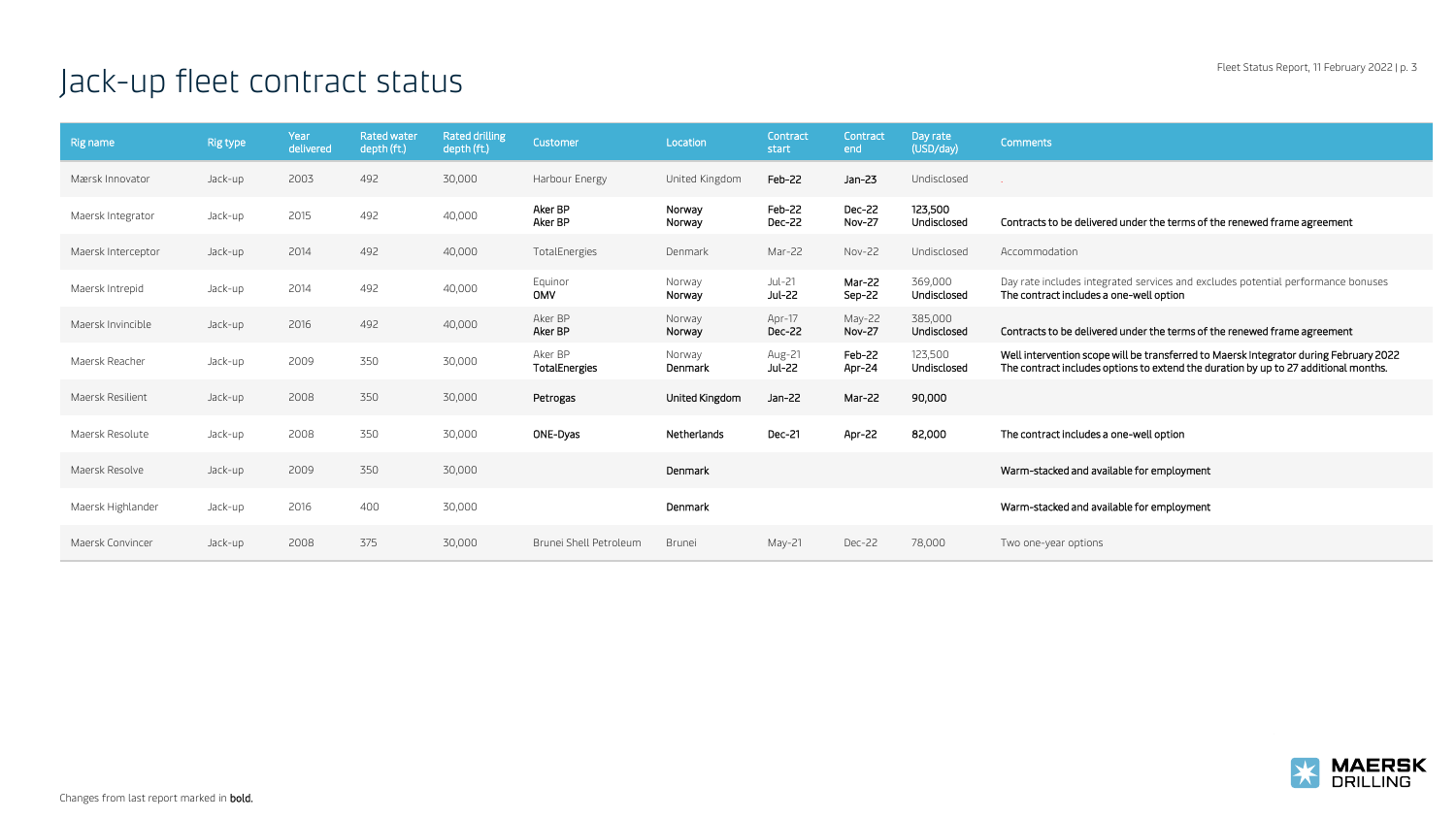# Jack-up fleet contract status

| Rig name | Rig type | Year delivered | Rated water depth (ft.) | Rated drilling depth (ft.) | Customer | Location | Contract start | Contract end | Day rate (USD/day) | Comments |
|---|---|---|---|---|---|---|---|---|---|---|
| Mærsk Innovator | Jack-up | 2003 | 492 | 30,000 | Harbour Energy | United Kingdom | **Feb-22** | **Jan-23** | Undisclosed | . |
| Maersk Integrator | Jack-up | 2015 | 492 | 40,000 | **Aker BP**<br>**Aker BP** | **Norway**<br>**Norway** | **Feb-22**<br>**Dec-22** | **Dec-22**<br>**Nov-27** | **123,500**<br>**Undisclosed** | **Contracts to be delivered under the terms of the renewed frame agreement** |
| Maersk Interceptor | Jack-up | 2014 | 492 | 40,000 | TotalEnergies | Denmark | Mar-22 | Nov-22 | Undisclosed | Accommodation |
| Maersk Intrepid | Jack-up | 2014 | 492 | 40,000 | Equinor<br>**OMV** | Norway<br>**Norway** | Jul-21<br>**Jul-22** | **Mar-22**<br>**Sep-22** | 369,000<br>**Undisclosed** | Day rate includes integrated services and excludes potential performance bonuses<br>**The contract includes a one-well option** |
| Maersk Invincible | Jack-up | 2016 | 492 | 40,000 | Aker BP<br>**Aker BP** | Norway<br>**Norway** | Apr-17<br>**Dec-22** | May-22<br>**Nov-27** | 385,000<br>**Undisclosed** | **Contracts to be delivered under the terms of the renewed frame agreement** |
| Maersk Reacher | Jack-up | 2009 | 350 | 30,000 | Aker BP<br>**TotalEnergies** | Norway<br>**Denmark** | Aug-21<br>**Jul-22** | **Feb-22**<br>**Apr-24** | 123,500<br>**Undisclosed** | **Well intervention scope will be transferred to Maersk Integrator during February 2022**<br>**The contract includes options to extend the duration by up to 27 additional months.** |
| Maersk Resilient | Jack-up | 2008 | 350 | 30,000 | **Petrogas** | **United Kingdom** | **Jan-22** | **Mar-22** | **90,000** | |
| Maersk Resolute | Jack-up | 2008 | 350 | 30,000 | **ONE-Dyas** | **Netherlands** | **Dec-21** | **Apr-22** | **82,000** | **The contract includes a one-well option** |
| Maersk Resolve | Jack-up | 2009 | 350 | 30,000 | | **Denmark** | | | | **Warm-stacked and available for employment** |
| Maersk Highlander | Jack-up | 2016 | 400 | 30,000 | | **Denmark** | | | | **Warm-stacked and available for employment** |
| Maersk Convincer | Jack-up | 2008 | 375 | 30,000 | Brunei Shell Petroleum | Brunei | May-21 | Dec-22 | 78,000 | Two one-year options |

Changes from last report marked in **bold.**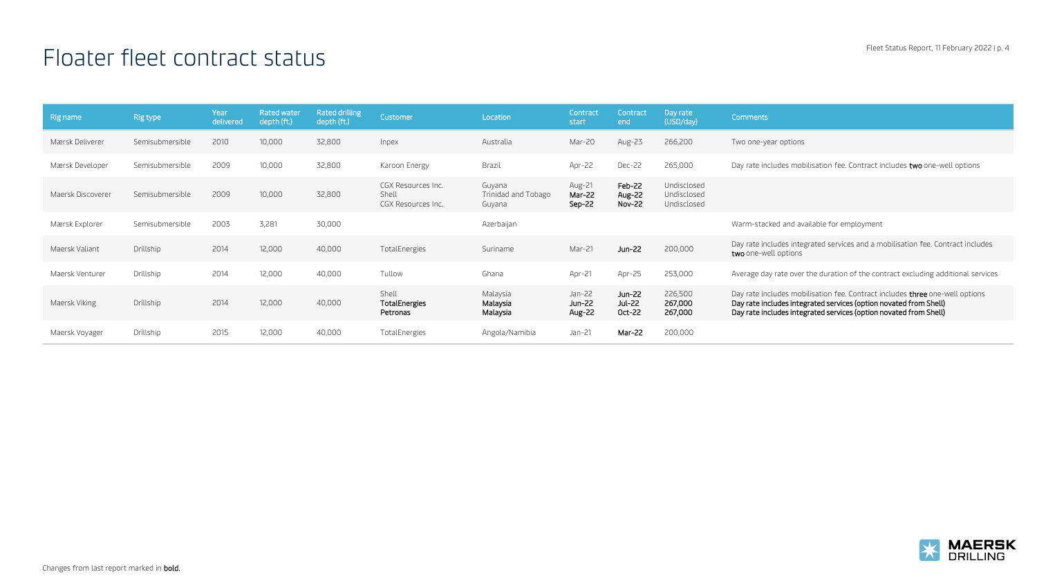# Floater fleet contract status

| Rig name | Rig type | Year delivered | Rated water depth (ft.) | Rated drilling depth (ft.) | Customer | Location | Contract start | Contract end | Day rate (USD/day) | Comments |
|---|---|---|---|---|---|---|---|---|---|---|
| Mærsk Deliverer | Semisubmersible | 2010 | 10,000 | 32,800 | Inpex | Australia | Mar-20 | Aug-23 | 266,200 | Two one-year options |
| Mærsk Developer | Semisubmersible | 2009 | 10,000 | 32,800 | Karoon Energy | Brazil | Apr-22 | Dec-22 | 265,000 | Day rate includes mobilisation fee. Contract includes **two** one-well options |
| Maersk Discoverer | Semisubmersible | 2009 | 10,000 | 32,800 | CGX Resources Inc.<br>Shell<br>CGX Resources Inc. | Guyana<br>Trinidad and Tobago<br>Guyana | Aug-21<br>**Mar-22**<br>**Sep-22** | **Feb-22**<br>**Aug-22**<br>**Nov-22** | Undisclosed<br>Undisclosed<br>Undisclosed | |
| Mærsk Explorer | Semisubmersible | 2003 | 3,281 | 30,000 | | Azerbaijan | | | | Warm-stacked and available for employment |
| Maersk Valiant | Drillship | 2014 | 12,000 | 40,000 | TotalEnergies | Suriname | Mar-21 | **Jun-22** | 200,000 | Day rate includes integrated services and a mobilisation fee. Contract includes **two** one-well options |
| Maersk Venturer | Drillship | 2014 | 12,000 | 40,000 | Tullow | Ghana | Apr-21 | Apr-25 | 253,000 | Average day rate over the duration of the contract excluding additional services |
| Maersk Viking | Drillship | 2014 | 12,000 | 40,000 | Shell<br>**TotalEnergies**<br>**Petronas** | Malaysia<br>**Malaysia**<br>**Malaysia** | Jan-22<br>**Jun-22**<br>**Aug-22** | **Jun-22**<br>**Jul-22**<br>**Oct-22** | 226,500<br>**267,000**<br>**267,000** | Day rate includes mobilisation fee. Contract includes **three** one-well options<br>**Day rate includes integrated services (option novated from Shell)**<br>**Day rate includes integrated services (option novated from Shell)** |
| Maersk Voyager | Drillship | 2015 | 12,000 | 40,000 | TotalEnergies | Angola/Namibia | Jan-21 | **Mar-22** | 200,000 | |

Changes from last report marked in **bold.**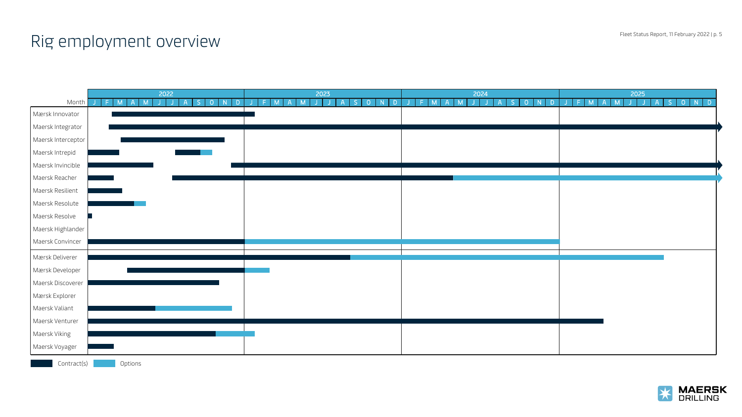# Rig employment overview

| Month | 2022 | 2023 | 2024 | 2025 |
|---|---|---|---|---|
| Mærsk Innovator | | | | |
| Maersk Integrator | | | | |
| Maersk Interceptor | | | | |
| Maersk Intrepid | | | | |
| Maersk Invincible | | | | |
| Maersk Reacher | | | | |
| Maersk Resilient | | | | |
| Maersk Resolute | | | | |
| Maersk Resolve | | | | |
| Maersk Highlander | | | | |
| Maersk Convincer | | | | |
| Mærsk Deliverer | | | | |
| Mærsk Developer | | | | |
| Maersk Discoverer | | | | |
| Mærsk Explorer | | | | |
| Maersk Valiant | | | | |
| Maersk Venturer | | | | |
| Maersk Viking | | | | |
| Maersk Voyager | | | | |

Contract(s) Options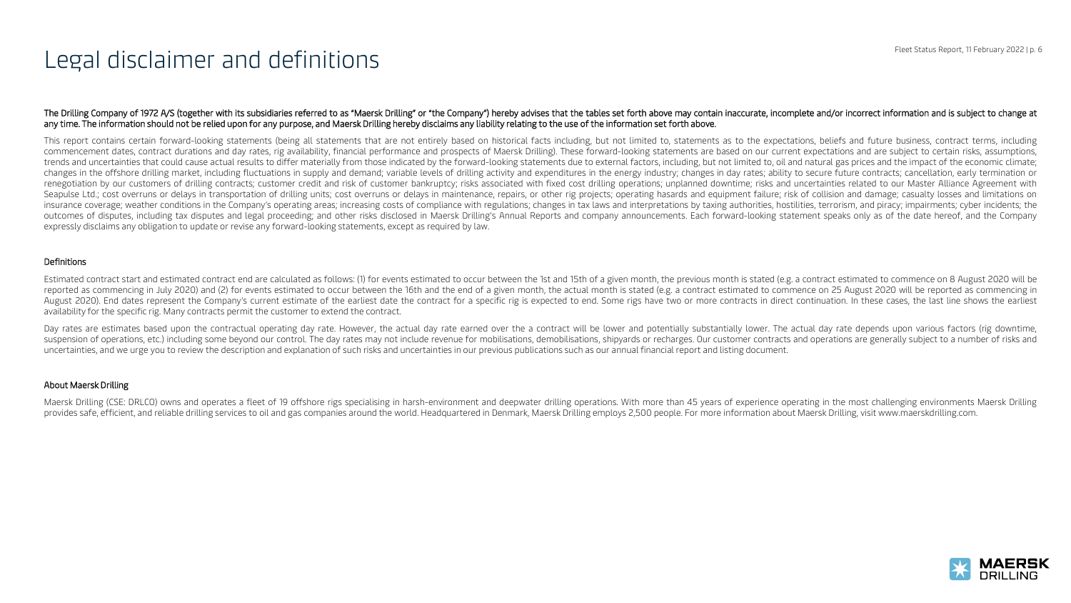# Legal disclaimer and definitions

**The Drilling Company of 1972 A/S (together with its subsidiaries referred to as "Maersk Drilling" or "the Company") hereby advises that the tables set forth above may contain inaccurate, incomplete and/or incorrect information and is subject to change at any time. The information should not be relied upon for any purpose, and Maersk Drilling hereby disclaims any liability relating to the use of the information set forth above.**

This report contains certain forward-looking statements (being all statements that are not entirely based on historical facts including, but not limited to, statements as to the expectations, beliefs and future business, contract terms, including commencement dates, contract durations and day rates, rig availability, financial performance and prospects of Maersk Drilling). These forward-looking statements are based on our current expectations and are subject to certain risks, assumptions, trends and uncertainties that could cause actual results to differ materially from those indicated by the forward-looking statements due to external factors, including, but not limited to, oil and natural gas prices and the impact of the economic climate; changes in the offshore drilling market, including fluctuations in supply and demand; variable levels of drilling activity and expenditures in the energy industry; changes in day rates; ability to secure future contracts; cancellation, early termination or renegotiation by our customers of drilling contracts; customer credit and risk of customer bankruptcy; risks associated with fixed cost drilling operations; unplanned downtime; risks and uncertainties related to our Master Alliance Agreement with Seapulse Ltd.; cost overruns or delays in transportation of drilling units; cost overruns or delays in maintenance, repairs, or other rig projects; operating hasards and equipment failure; risk of collision and damage; casualty losses and limitations on insurance coverage; weather conditions in the Company's operating areas; increasing costs of compliance with regulations; changes in tax laws and interpretations by taxing authorities, hostilities, terrorism, and piracy; impairments; cyber incidents; the outcomes of disputes, including tax disputes and legal proceeding; and other risks disclosed in Maersk Drilling's Annual Reports and company announcements. Each forward-looking statement speaks only as of the date hereof, and the Company expressly disclaims any obligation to update or revise any forward-looking statements, except as required by law.

## Definitions

Estimated contract start and estimated contract end are calculated as follows: (1) for events estimated to occur between the 1st and 15th of a given month, the previous month is stated (e.g. a contract estimated to commence on 8 August 2020 will be reported as commencing in July 2020) and (2) for events estimated to occur between the 16th and the end of a given month, the actual month is stated (e.g. a contract estimated to commence on 25 August 2020 will be reported as commencing in August 2020). End dates represent the Company's current estimate of the earliest date the contract for a specific rig is expected to end. Some rigs have two or more contracts in direct continuation. In these cases, the last line shows the earliest availability for the specific rig. Many contracts permit the customer to extend the contract.

Day rates are estimates based upon the contractual operating day rate. However, the actual day rate earned over the a contract will be lower and potentially substantially lower. The actual day rate depends upon various factors (rig downtime, suspension of operations, etc.) including some beyond our control. The day rates may not include revenue for mobilisations, demobilisations, shipyards or recharges. Our customer contracts and operations are generally subject to a number of risks and uncertainties, and we urge you to review the description and explanation of such risks and uncertainties in our previous publications such as our annual financial report and listing document.

## About Maersk Drilling

Maersk Drilling (CSE: DRLCO) owns and operates a fleet of 19 offshore rigs specialising in harsh-environment and deepwater drilling operations. With more than 45 years of experience operating in the most challenging environments Maersk Drilling provides safe, efficient, and reliable drilling services to oil and gas companies around the world. Headquartered in Denmark, Maersk Drilling employs 2,500 people. For more information about Maersk Drilling, visit www.maerskdrilling.com.